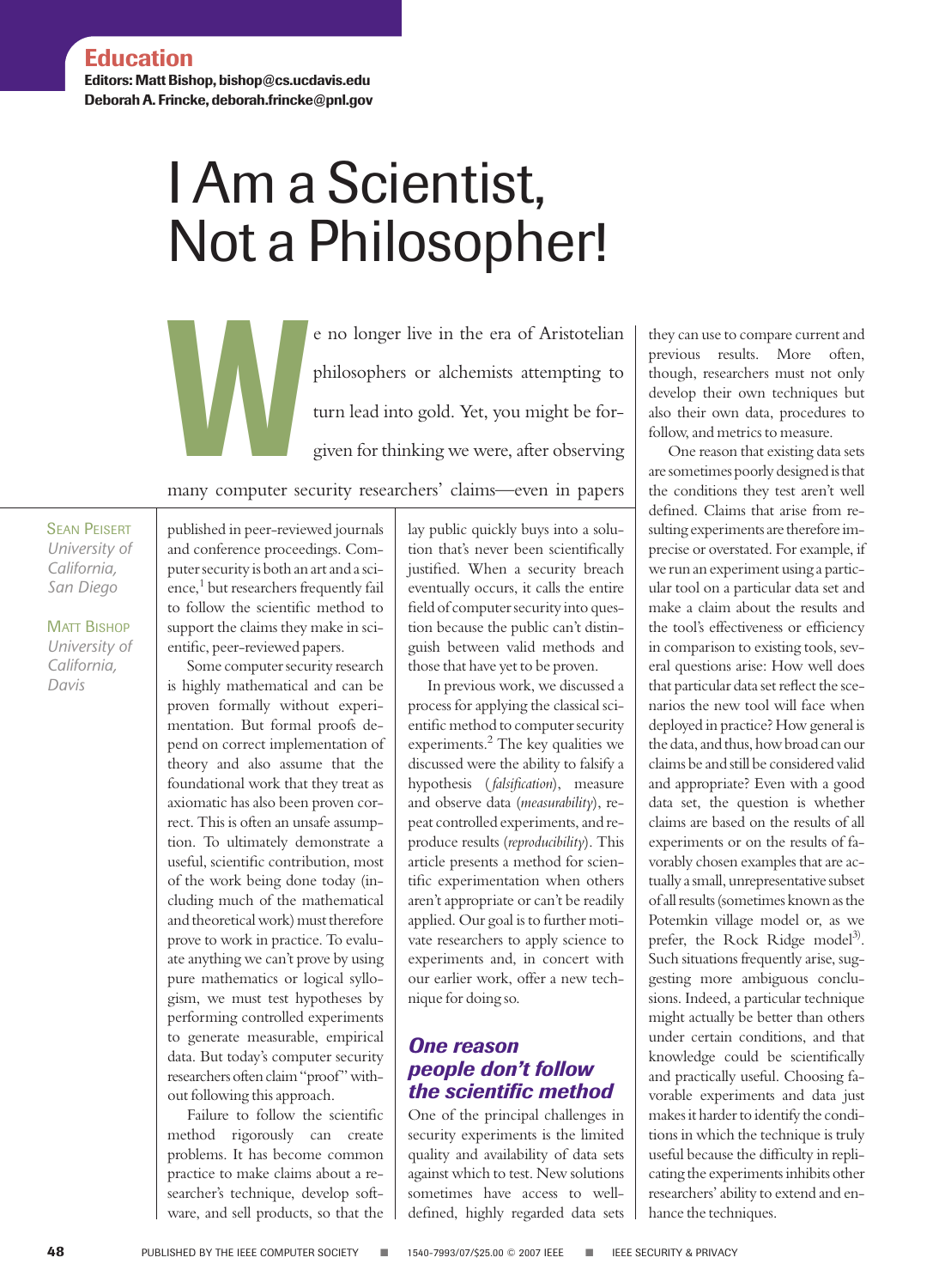Education

Editors: Matt Bishop, bishop@cs.ucdavis.edu
Deborah A. Frincke, deborah.frincke@pnl.gov

# I Am a Scientist, Not a Philosopher!

Sean Peisert
*University of California, San Diego*

Matt Bishop
*University of California, Davis*

We no longer live in the era of Aristotelian philosophers or alchemists attempting to turn lead into gold. Yet, you might be forgiven for thinking we were, after observing many computer security researchers' claims—even in papers published in peer-reviewed journals and conference proceedings. Computer security is both an art and a science,[1] but researchers frequently fail to follow the scientific method to support the claims they make in scientific, peer-reviewed papers.

Some computer security research is highly mathematical and can be proven formally without experimentation. But formal proofs depend on correct implementation of theory and also assume that the foundational work that they treat as axiomatic has also been proven correct. This is often an unsafe assumption. To ultimately demonstrate a useful, scientific contribution, most of the work being done today (including much of the mathematical and theoretical work) must therefore prove to work in practice. To evaluate anything we can't prove by using pure mathematics or logical syllogism, we must test hypotheses by performing controlled experiments to generate measurable, empirical data. But today's computer security researchers often claim "proof" without following this approach.

Failure to follow the scientific method rigorously can create problems. It has become common practice to make claims about a researcher's technique, develop software, and sell products, so that the lay public quickly buys into a solution that's never been scientifically justified. When a security breach eventually occurs, it calls the entire field of computer security into question because the public can't distinguish between valid methods and those that have yet to be proven.

In previous work, we discussed a process for applying the classical scientific method to computer security experiments.[2] The key qualities we discussed were the ability to falsify a hypothesis (*falsification*), measure and observe data (*measurability*), repeat controlled experiments, and reproduce results (*reproducibility*). This article presents a method for scientific experimentation when others aren't appropriate or can't be readily applied. Our goal is to further motivate researchers to apply science to experiments and, in concert with our earlier work, offer a new technique for doing so.

## One reason people don't follow the scientific method

One of the principal challenges in security experiments is the limited quality and availability of data sets against which to test. New solutions sometimes have access to well-defined, highly regarded data sets they can use to compare current and previous results. More often, though, researchers must not only develop their own techniques but also their own data, procedures to follow, and metrics to measure.

One reason that existing data sets are sometimes poorly designed is that the conditions they test aren't well defined. Claims that arise from resulting experiments are therefore imprecise or overstated. For example, if we run an experiment using a particular tool on a particular data set and make a claim about the results and the tool's effectiveness or efficiency in comparison to existing tools, several questions arise: How well does that particular data set reflect the scenarios the new tool will face when deployed in practice? How general is the data, and thus, how broad can our claims be and still be considered valid and appropriate? Even with a good data set, the question is whether claims are based on the results of all experiments or on the results of favorably chosen examples that are actually a small, unrepresentative subset of all results (sometimes known as the Potemkin village model or, as we prefer, the Rock Ridge model[3]). Such situations frequently arise, suggesting more ambiguous conclusions. Indeed, a particular technique might actually be better than others under certain conditions, and that knowledge could be scientifically and practically useful. Choosing favorable experiments and data just makes it harder to identify the conditions in which the technique is truly useful because the difficulty in replicating the experiments inhibits other researchers' ability to extend and enhance the techniques.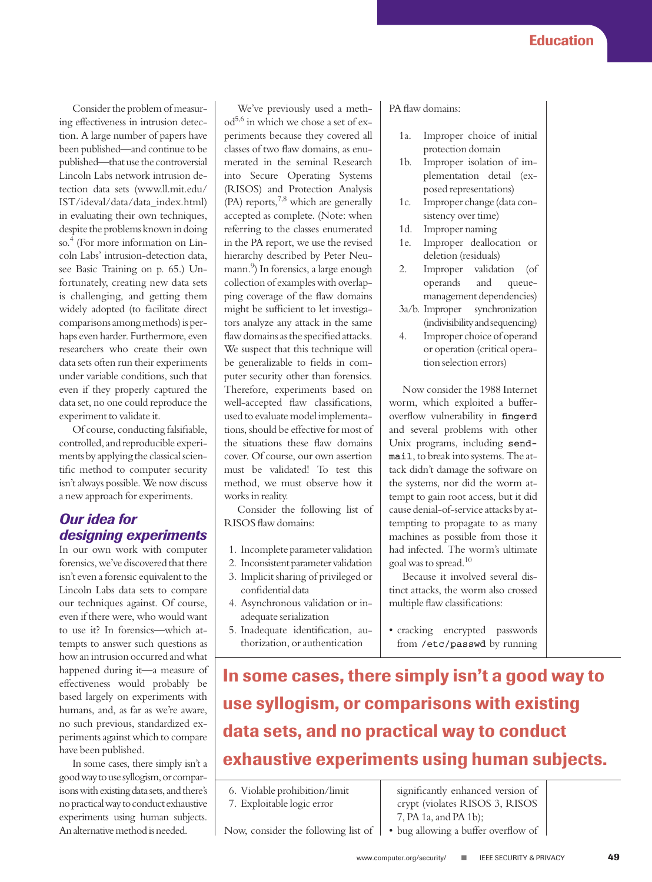Consider the problem of measuring effectiveness in intrusion detection. A large number of papers have been published—and continue to be published—that use the controversial Lincoln Labs network intrusion detection data sets (www.ll.mit.edu/IST/ideval/data/data_index.html) in evaluating their own techniques, despite the problems known in doing so.[4] (For more information on Lincoln Labs' intrusion-detection data, see Basic Training on p. 65.) Unfortunately, creating new data sets is challenging, and getting them widely adopted (to facilitate direct comparisons among methods) is perhaps even harder. Furthermore, even researchers who create their own data sets often run their experiments under variable conditions, such that even if they properly captured the data set, no one could reproduce the experiment to validate it.

Of course, conducting falsifiable, controlled, and reproducible experiments by applying the classical scientific method to computer security isn't always possible. We now discuss a new approach for experiments.

## Our idea for designing experiments

In our own work with computer forensics, we've discovered that there isn't even a forensic equivalent to the Lincoln Labs data sets to compare our techniques against. Of course, even if there were, who would want to use it? In forensics—which attempts to answer such questions as how an intrusion occurred and what happened during it—a measure of effectiveness would probably be based largely on experiments with humans, and, as far as we're aware, no such previous, standardized experiments against which to compare have been published.

In some cases, there simply isn't a good way to use syllogism, or comparisons with existing data sets, and there's no practical way to conduct exhaustive experiments using human subjects. An alternative method is needed.

We've previously used a method[5,6] in which we chose a set of experiments because they covered all classes of two flaw domains, as enumerated in the seminal Research into Secure Operating Systems (RISOS) and Protection Analysis (PA) reports,[7,8] which are generally accepted as complete. (Note: when referring to the classes enumerated in the PA report, we use the revised hierarchy described by Peter Neumann.[9]) In forensics, a large enough collection of examples with overlapping coverage of the flaw domains might be sufficient to let investigators analyze any attack in the same flaw domains as the specified attacks. We suspect that this technique will be generalizable to fields in computer security other than forensics. Therefore, experiments based on well-accepted flaw classifications, used to evaluate model implementations, should be effective for most of the situations these flaw domains cover. Of course, our own assertion must be validated! To test this method, we must observe how it works in reality.

Consider the following list of RISOS flaw domains:

1. Incomplete parameter validation
2. Inconsistent parameter validation
3. Implicit sharing of privileged or confidential data
4. Asynchronous validation or inadequate serialization
5. Inadequate identification, authorization, or authentication
6. Violable prohibition/limit
7. Exploitable logic error

**In some cases, there simply isn't a good way to use syllogism, or comparisons with existing data sets, and no practical way to conduct exhaustive experiments using human subjects.**

Now, consider the following list of PA flaw domains:

- 1a. Improper choice of initial protection domain
- 1b. Improper isolation of implementation detail (exposed representations)
- 1c. Improper change (data consistency over time)
- 1d. Improper naming
- 1e. Improper deallocation or deletion (residuals)
- 2. Improper validation (of operands and queue-management dependencies)
- 3a/b. Improper synchronization (indivisibility and sequencing)
- 4. Improper choice of operand or operation (critical operation selection errors)

Now consider the 1988 Internet worm, which exploited a buffer-overflow vulnerability in `fingerd` and several problems with other Unix programs, including `sendmail`, to break into systems. The attack didn't damage the software on the systems, nor did the worm attempt to gain root access, but it did cause denial-of-service attacks by attempting to propagate to as many machines as possible from those it had infected. The worm's ultimate goal was to spread.[10]

Because it involved several distinct attacks, the worm also crossed multiple flaw classifications:

- cracking encrypted passwords from `/etc/passwd` by running significantly enhanced version of crypt (violates RISOS 3, RISOS 7, PA 1a, and PA 1b);
- bug allowing a buffer overflow of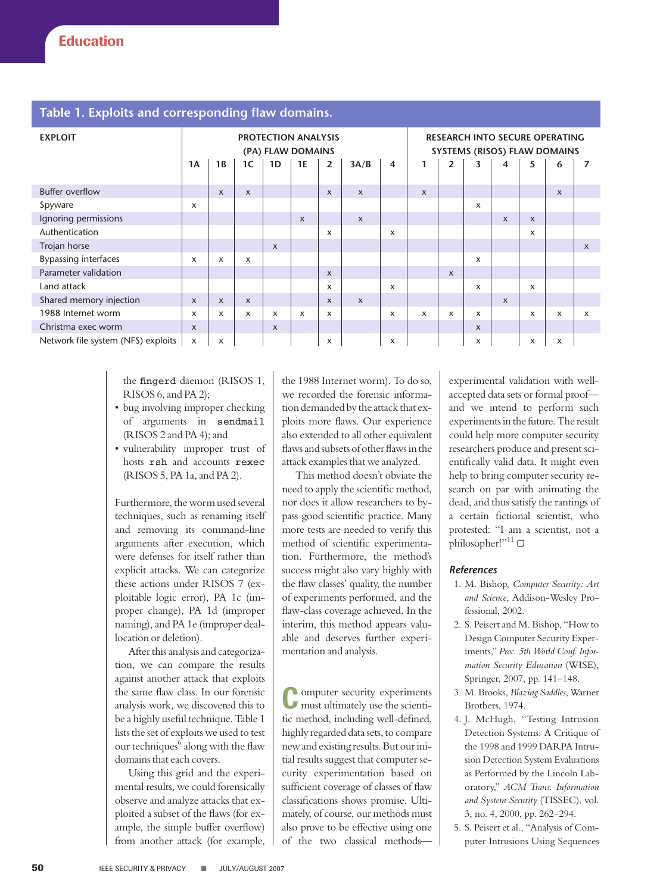**Table 1. Exploits and corresponding flaw domains.**

| EXPLOIT | PROTECTION ANALYSIS (PA) FLAW DOMAINS | | | | | | | | RESEARCH INTO SECURE OPERATING SYSTEMS (RISOS) FLAW DOMAINS | | | | | | |
|---|---|---|---|---|---|---|---|---|---|---|---|---|---|---|---|
| | 1A | 1B | 1C | 1D | 1E | 2 | 3A/B | 4 | 1 | 2 | 3 | 4 | 5 | 6 | 7 |
| Buffer overflow | | x | x | | | x | x | | x | | | | | x | |
| Spyware | x | | | | | | | | | | x | | | | |
| Ignoring permissions | | | | | x | | x | | | | | x | x | | |
| Authentication | | | | | | x | | x | | | | | x | | |
| Trojan horse | | | | x | | | | | | | | | | | x |
| Bypassing interfaces | x | x | x | | | | | | | | x | | | | |
| Parameter validation | | | | | | x | | | | x | | | | | |
| Land attack | | | | | | x | | x | | | x | | x | | |
| Shared memory injection | x | x | x | | | x | x | | | | | x | | | |
| 1988 Internet worm | x | x | x | x | x | x | | x | x | x | x | | x | x | x |
| Christma exec worm | x | | | x | | | | | | | x | | | | |
| Network file system (NFS) exploits | x | x | | | | x | | x | | | x | | x | x | |

the `fingerd` daemon (RISOS 1, RISOS 6, and PA 2);

- bug involving improper checking of arguments in `sendmail` (RISOS 2 and PA 4); and
- vulnerability improper trust of hosts `rsh` and accounts `rexec` (RISOS 5, PA 1a, and PA 2).

Furthermore, the worm used several techniques, such as renaming itself and removing its command-line arguments after execution, which were defenses for itself rather than explicit attacks. We can categorize these actions under RISOS 7 (exploitable logic error), PA 1c (improper change), PA 1d (improper naming), and PA 1e (improper deallocation or deletion).

After this analysis and categorization, we can compare the results against another attack that exploits the same flaw class. In our forensic analysis work, we discovered this to be a highly useful technique. Table 1 lists the set of exploits we used to test our techniques[6] along with the flaw domains that each covers.

Using this grid and the experimental results, we could forensically observe and analyze attacks that exploited a subset of the flaws (for example, the simple buffer overflow) from another attack (for example, the 1988 Internet worm). To do so, we recorded the forensic information demanded by the attack that exploits more flaws. Our experience also extended to all other equivalent flaws and subsets of other flaws in the attack examples that we analyzed.

This method doesn't obviate the need to apply the scientific method, nor does it allow researchers to bypass good scientific practice. Many more tests are needed to verify this method of scientific experimentation. Furthermore, the method's success might also vary highly with the flaw classes' quality, the number of experiments performed, and the flaw-class coverage achieved. In the interim, this method appears valuable and deserves further experimentation and analysis.

Computer security experiments must ultimately use the scientific method, including well-defined, highly regarded data sets, to compare new and existing results. But our initial results suggest that computer security experimentation based on sufficient coverage of classes of flaw classifications shows promise. Ultimately, of course, our methods must also prove to be effective using one of the two classical methods—experimental validation with well-accepted data sets or formal proof—and we intend to perform such experiments in the future. The result could help more computer security researchers produce and present scientifically valid data. It might even help to bring computer security research on par with animating the dead, and thus satisfy the rantings of a certain fictional scientist, who protested: "I am a scientist, not a philosopher!"[11]

### References

1. M. Bishop, *Computer Security: Art and Science*, Addison-Wesley Professional, 2002.
2. S. Peisert and M. Bishop, "How to Design Computer Security Experiments," *Proc. 5th World Conf. Information Security Education* (WISE), Springer, 2007, pp. 141–148.
3. M. Brooks, *Blazing Saddles*, Warner Brothers, 1974.
4. J. McHugh, "Testing Intrusion Detection Systems: A Critique of the 1998 and 1999 DARPA Intrusion Detection System Evaluations as Performed by the Lincoln Laboratory," *ACM Trans. Information and System Security* (TISSEC), vol. 3, no. 4, 2000, pp. 262–294.
5. S. Peisert et al., "Analysis of Computer Intrusions Using Sequences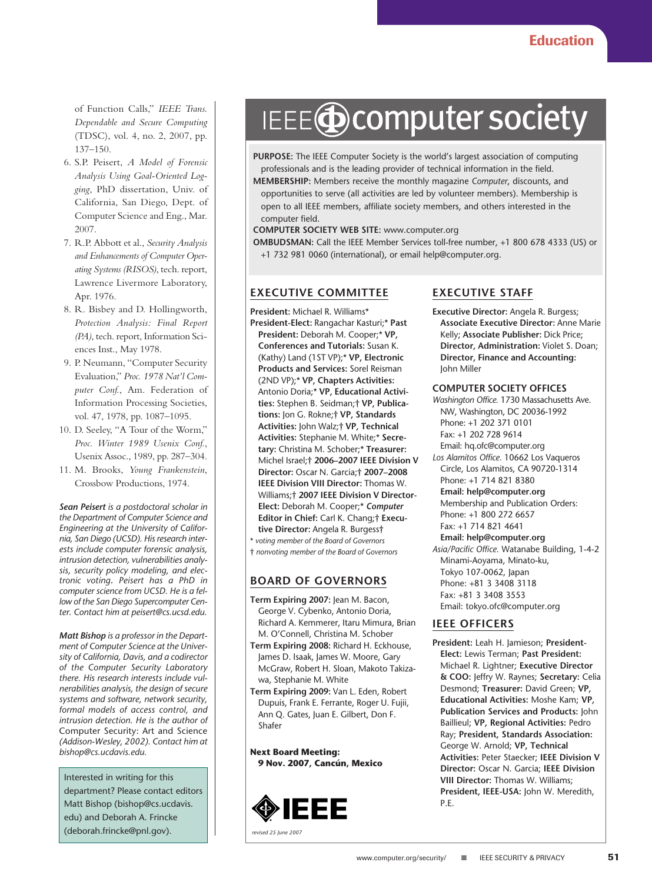of Function Calls," *IEEE Trans. Dependable and Secure Computing* (TDSC), vol. 4, no. 2, 2007, pp. 137–150.

6. S.P. Peisert, *A Model of Forensic Analysis Using Goal-Oriented Logging*, PhD dissertation, Univ. of California, San Diego, Dept. of Computer Science and Eng., Mar. 2007.
7. R.P. Abbott et al., *Security Analysis and Enhancements of Computer Operating Systems (RISOS)*, tech. report, Lawrence Livermore Laboratory, Apr. 1976.
8. R. Bisbey and D. Hollingworth, *Protection Analysis: Final Report (PA)*, tech. report, Information Sciences Inst., May 1978.
9. P. Neumann, "Computer Security Evaluation," *Proc. 1978 Nat'l Computer Conf.*, Am. Federation of Information Processing Societies, vol. 47, 1978, pp. 1087–1095.
10. D. Seeley, "A Tour of the Worm," *Proc. Winter 1989 Usenix Conf.*, Usenix Assoc., 1989, pp. 287–304.
11. M. Brooks, *Young Frankenstein*, Crossbow Productions, 1974.

***Sean Peisert** is a postdoctoral scholar in the Department of Computer Science and Engineering at the University of California, San Diego (UCSD). His research interests include computer forensic analysis, intrusion detection, vulnerabilities analysis, security policy modeling, and electronic voting. Peisert has a PhD in computer science from UCSD. He is a fellow of the San Diego Supercomputer Center. Contact him at peisert@cs.ucsd.edu.*

***Matt Bishop** is a professor in the Department of Computer Science at the University of California, Davis, and a codirector of the Computer Security Laboratory there. His research interests include vulnerabilities analysis, the design of secure systems and software, network security, formal models of access control, and intrusion detection. He is the author of* Computer Security: Art and Science *(Addison-Wesley, 2002). Contact him at bishop@cs.ucdavis.edu.*

Interested in writing for this department? Please contact editors Matt Bishop (bishop@cs.ucdavis.edu) and Deborah A. Frincke (deborah.frincke@pnl.gov).

# IEEE computer society

**PURPOSE:** The IEEE Computer Society is the world's largest association of computing professionals and is the leading provider of technical information in the field.

**MEMBERSHIP:** Members receive the monthly magazine *Computer*, discounts, and opportunities to serve (all activities are led by volunteer members). Membership is open to all IEEE members, affiliate society members, and others interested in the computer field.

**COMPUTER SOCIETY WEB SITE:** www.computer.org

**OMBUDSMAN:** Call the IEEE Member Services toll-free number, +1 800 678 4333 (US) or +1 732 981 0060 (international), or email help@computer.org.

## EXECUTIVE COMMITTEE

**President:** Michael R. Williams\* **President-Elect:** Rangachar Kasturi;\* **Past President:** Deborah M. Cooper;\* **VP, Conferences and Tutorials:** Susan K. (Kathy) Land (1ST VP);\* **VP, Electronic Products and Services:** Sorel Reisman (2ND VP);\* **VP, Chapters Activities:** Antonio Doria;\* **VP, Educational Activities:** Stephen B. Seidman;† **VP, Publications:** Jon G. Rokne;† **VP, Standards Activities:** John Walz;† **VP, Technical Activities:** Stephanie M. White;\* **Secretary:** Christina M. Schober;\* **Treasurer:** Michel Israel;† **2006–2007 IEEE Division V Director:** Oscar N. Garcia;† **2007–2008 IEEE Division VIII Director:** Thomas W. Williams;† **2007 IEEE Division V Director-Elect:** Deborah M. Cooper;\* ***Computer* Editor in Chief:** Carl K. Chang;† **Executive Director:** Angela R. Burgess†

\* *voting member of the Board of Governors*
† *nonvoting member of the Board of Governors*

## BOARD OF GOVERNORS

**Term Expiring 2007:** Jean M. Bacon, George V. Cybenko, Antonio Doria, Richard A. Kemmerer, Itaru Mimura, Brian M. O'Connell, Christina M. Schober

**Term Expiring 2008:** Richard H. Eckhouse, James D. Isaak, James W. Moore, Gary McGraw, Robert H. Sloan, Makoto Takizawa, Stephanie M. White

**Term Expiring 2009:** Van L. Eden, Robert Dupuis, Frank E. Ferrante, Roger U. Fujii, Ann Q. Gates, Juan E. Gilbert, Don F. Shafer

**Next Board Meeting:**
**9 Nov. 2007, Cancún, Mexico**

## EXECUTIVE STAFF

**Executive Director:** Angela R. Burgess; **Associate Executive Director:** Anne Marie Kelly; **Associate Publisher:** Dick Price; **Director, Administration:** Violet S. Doan; **Director, Finance and Accounting:** John Miller

## COMPUTER SOCIETY OFFICES

*Washington Office.* 1730 Massachusetts Ave. NW, Washington, DC 20036-1992
Phone: +1 202 371 0101
Fax: +1 202 728 9614
Email: hq.ofc@computer.org

*Los Alamitos Office.* 10662 Los Vaqueros Circle, Los Alamitos, CA 90720-1314
Phone: +1 714 821 8380
**Email: help@computer.org**
Membership and Publication Orders:
Phone: +1 800 272 6657
Fax: +1 714 821 4641
**Email: help@computer.org**

*Asia/Pacific Office.* Watanabe Building, 1-4-2 Minami-Aoyama, Minato-ku, Tokyo 107-0062, Japan
Phone: +81 3 3408 3118
Fax: +81 3 3408 3553
Email: tokyo.ofc@computer.org

## IEEE OFFICERS

**President:** Leah H. Jamieson; **President-Elect:** Lewis Terman; **Past President:** Michael R. Lightner; **Executive Director & COO:** Jeffry W. Raynes; **Secretary:** Celia Desmond; **Treasurer:** David Green; **VP, Educational Activities:** Moshe Kam; **VP, Publication Services and Products:** John Baillieul; **VP, Regional Activities:** Pedro Ray; **President, Standards Association:** George W. Arnold; **VP, Technical Activities:** Peter Staecker; **IEEE Division V Director:** Oscar N. Garcia; **IEEE Division VIII Director:** Thomas W. Williams; **President, IEEE-USA:** John W. Meredith, P.E.

IEEE

*revised 25 June 2007*